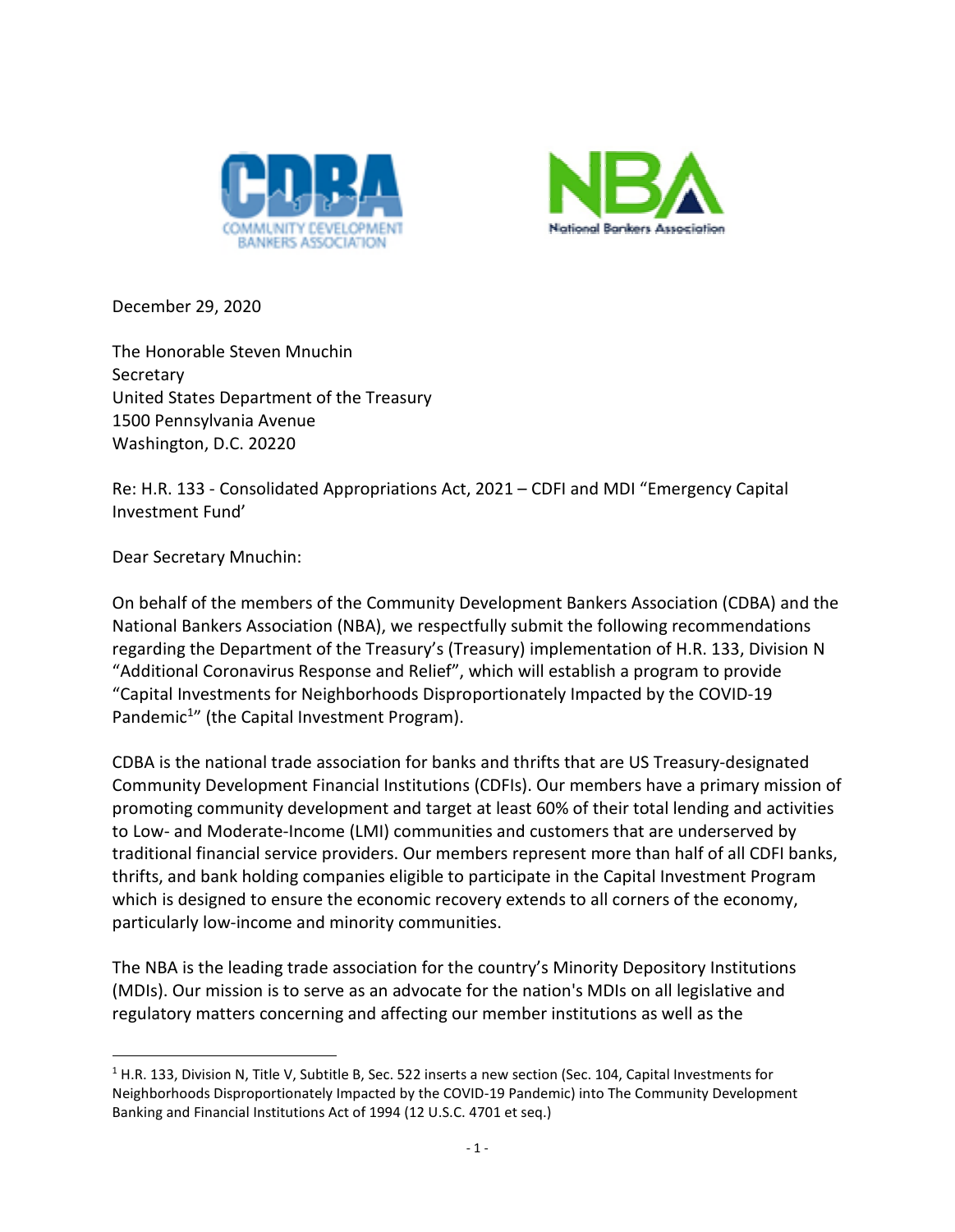December 29, 2020

The Honorable Steven Mnuchin
Secretary
United States Department of the Treasury
1500 Pennsylvania Avenue
Washington, D.C. 20220

Re: H.R. 133 - Consolidated Appropriations Act, 2021 – CDFI and MDI "Emergency Capital Investment Fund'

Dear Secretary Mnuchin:

On behalf of the members of the Community Development Bankers Association (CDBA) and the National Bankers Association (NBA), we respectfully submit the following recommendations regarding the Department of the Treasury's (Treasury) implementation of H.R. 133, Division N "Additional Coronavirus Response and Relief", which will establish a program to provide "Capital Investments for Neighborhoods Disproportionately Impacted by the COVID-19 Pandemic[1]" (the Capital Investment Program).

CDBA is the national trade association for banks and thrifts that are US Treasury-designated Community Development Financial Institutions (CDFIs). Our members have a primary mission of promoting community development and target at least 60% of their total lending and activities to Low- and Moderate-Income (LMI) communities and customers that are underserved by traditional financial service providers. Our members represent more than half of all CDFI banks, thrifts, and bank holding companies eligible to participate in the Capital Investment Program which is designed to ensure the economic recovery extends to all corners of the economy, particularly low-income and minority communities.

The NBA is the leading trade association for the country's Minority Depository Institutions (MDIs). Our mission is to serve as an advocate for the nation's MDIs on all legislative and regulatory matters concerning and affecting our member institutions as well as the

[1] H.R. 133, Division N, Title V, Subtitle B, Sec. 522 inserts a new section (Sec. 104, Capital Investments for Neighborhoods Disproportionately Impacted by the COVID-19 Pandemic) into The Community Development Banking and Financial Institutions Act of 1994 (12 U.S.C. 4701 et seq.)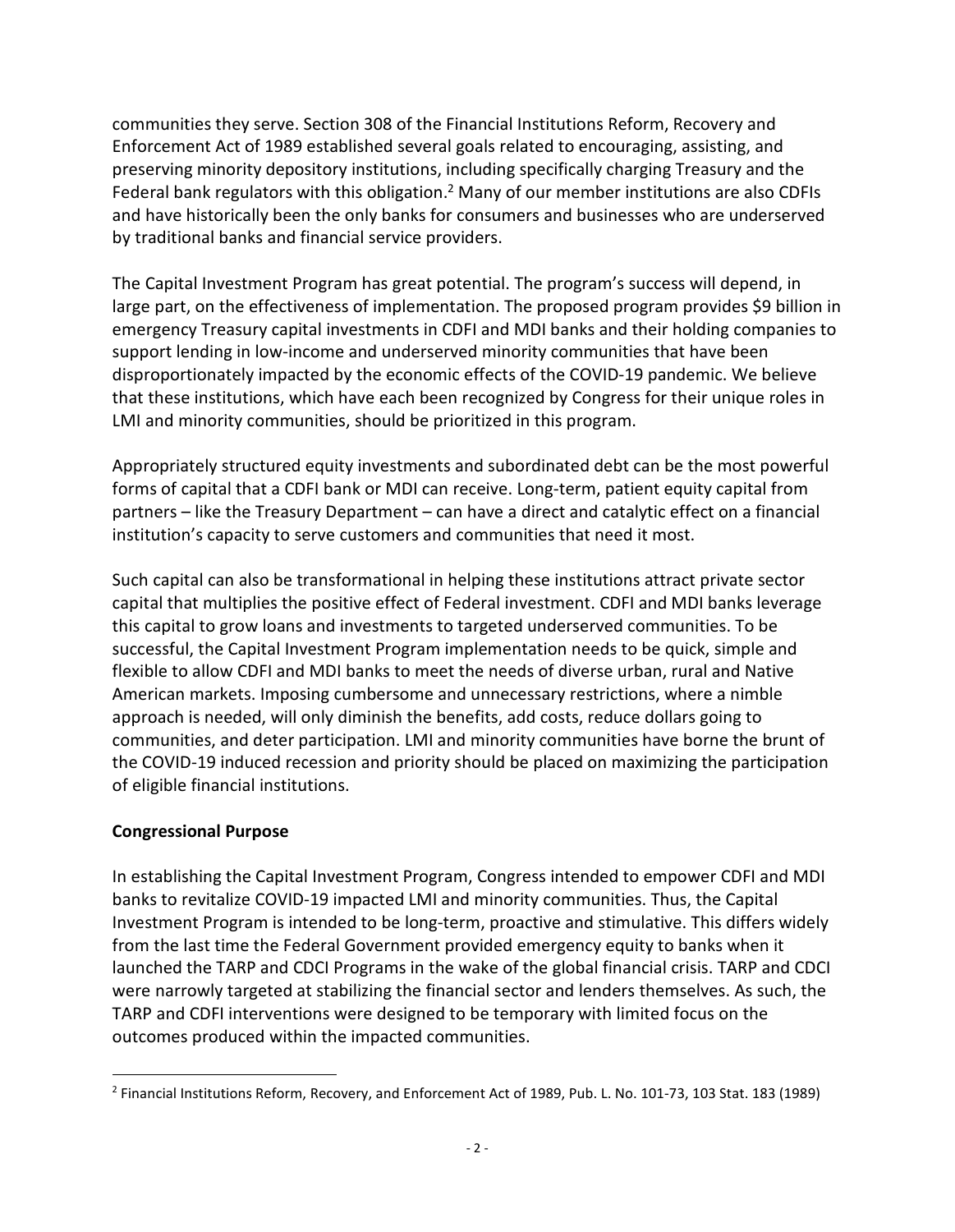communities they serve. Section 308 of the Financial Institutions Reform, Recovery and Enforcement Act of 1989 established several goals related to encouraging, assisting, and preserving minority depository institutions, including specifically charging Treasury and the Federal bank regulators with this obligation.[2] Many of our member institutions are also CDFIs and have historically been the only banks for consumers and businesses who are underserved by traditional banks and financial service providers.

The Capital Investment Program has great potential. The program's success will depend, in large part, on the effectiveness of implementation. The proposed program provides $9 billion in emergency Treasury capital investments in CDFI and MDI banks and their holding companies to support lending in low-income and underserved minority communities that have been disproportionately impacted by the economic effects of the COVID-19 pandemic. We believe that these institutions, which have each been recognized by Congress for their unique roles in LMI and minority communities, should be prioritized in this program.

Appropriately structured equity investments and subordinated debt can be the most powerful forms of capital that a CDFI bank or MDI can receive. Long-term, patient equity capital from partners – like the Treasury Department – can have a direct and catalytic effect on a financial institution's capacity to serve customers and communities that need it most.

Such capital can also be transformational in helping these institutions attract private sector capital that multiplies the positive effect of Federal investment. CDFI and MDI banks leverage this capital to grow loans and investments to targeted underserved communities. To be successful, the Capital Investment Program implementation needs to be quick, simple and flexible to allow CDFI and MDI banks to meet the needs of diverse urban, rural and Native American markets. Imposing cumbersome and unnecessary restrictions, where a nimble approach is needed, will only diminish the benefits, add costs, reduce dollars going to communities, and deter participation. LMI and minority communities have borne the brunt of the COVID-19 induced recession and priority should be placed on maximizing the participation of eligible financial institutions.

**Congressional Purpose**

In establishing the Capital Investment Program, Congress intended to empower CDFI and MDI banks to revitalize COVID-19 impacted LMI and minority communities. Thus, the Capital Investment Program is intended to be long-term, proactive and stimulative. This differs widely from the last time the Federal Government provided emergency equity to banks when it launched the TARP and CDCI Programs in the wake of the global financial crisis. TARP and CDCI were narrowly targeted at stabilizing the financial sector and lenders themselves. As such, the TARP and CDFI interventions were designed to be temporary with limited focus on the outcomes produced within the impacted communities.

---

[2] Financial Institutions Reform, Recovery, and Enforcement Act of 1989, Pub. L. No. 101-73, 103 Stat. 183 (1989)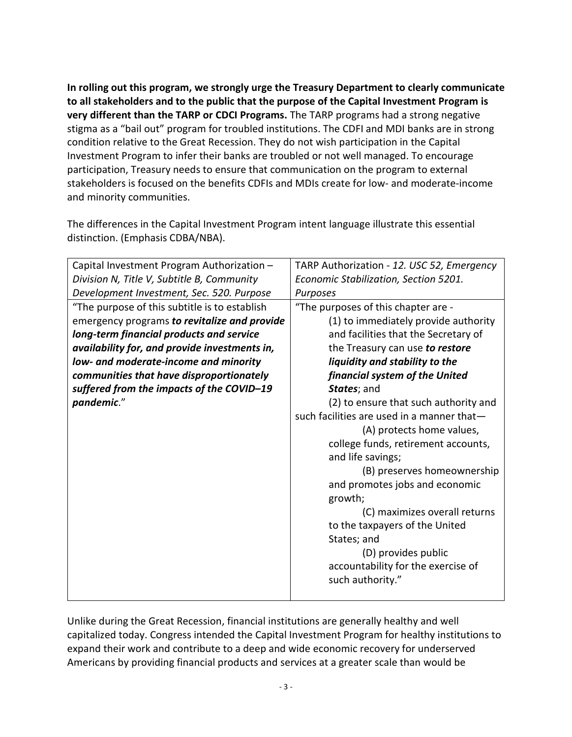**In rolling out this program, we strongly urge the Treasury Department to clearly communicate to all stakeholders and to the public that the purpose of the Capital Investment Program is very different than the TARP or CDCI Programs.** The TARP programs had a strong negative stigma as a "bail out" program for troubled institutions. The CDFI and MDI banks are in strong condition relative to the Great Recession. They do not wish participation in the Capital Investment Program to infer their banks are troubled or not well managed. To encourage participation, Treasury needs to ensure that communication on the program to external stakeholders is focused on the benefits CDFIs and MDIs create for low- and moderate-income and minority communities.

The differences in the Capital Investment Program intent language illustrate this essential distinction. (Emphasis CDBA/NBA).

| Capital Investment Program Authorization – *Division N, Title V, Subtitle B, Community Development Investment, Sec. 520. Purpose* | TARP Authorization - *12. USC 52, Emergency Economic Stabilization, Section 5201. Purposes* |
|---|---|
| "The purpose of this subtitle is to establish emergency programs ***to revitalize and provide long-term financial products and service availability for, and provide investments in, low- and moderate-income and minority communities that have disproportionately suffered from the impacts of the COVID–19 pandemic***." | "The purposes of this chapter are - (1) to immediately provide authority and facilities that the Secretary of the Treasury can use ***to restore liquidity and stability to the financial system of the United States***; and (2) to ensure that such authority and such facilities are used in a manner that— (A) protects home values, college funds, retirement accounts, and life savings; (B) preserves homeownership and promotes jobs and economic growth; (C) maximizes overall returns to the taxpayers of the United States; and (D) provides public accountability for the exercise of such authority." |

Unlike during the Great Recession, financial institutions are generally healthy and well capitalized today. Congress intended the Capital Investment Program for healthy institutions to expand their work and contribute to a deep and wide economic recovery for underserved Americans by providing financial products and services at a greater scale than would be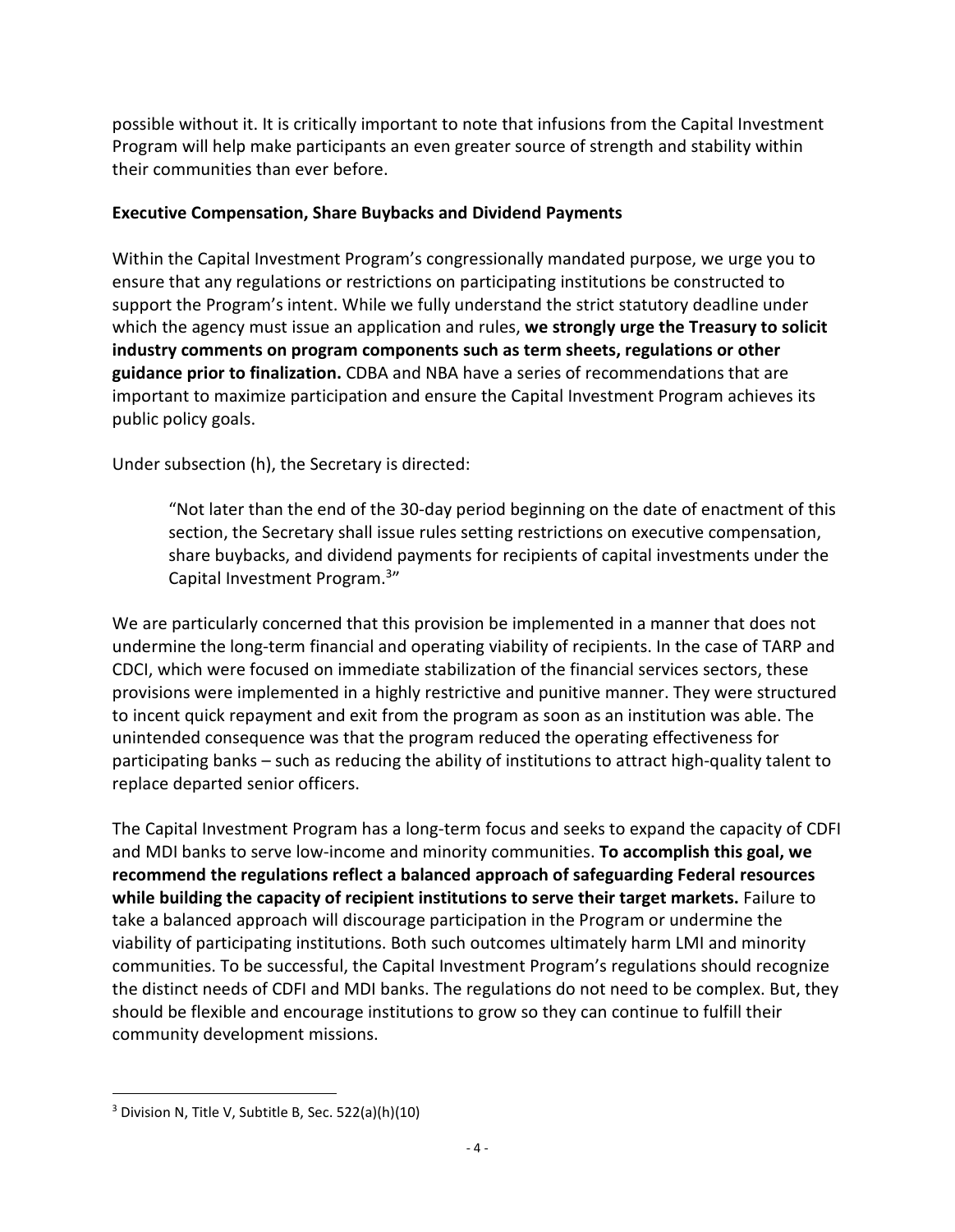possible without it. It is critically important to note that infusions from the Capital Investment Program will help make participants an even greater source of strength and stability within their communities than ever before.

**Executive Compensation, Share Buybacks and Dividend Payments**

Within the Capital Investment Program's congressionally mandated purpose, we urge you to ensure that any regulations or restrictions on participating institutions be constructed to support the Program's intent. While we fully understand the strict statutory deadline under which the agency must issue an application and rules, **we strongly urge the Treasury to solicit industry comments on program components such as term sheets, regulations or other guidance prior to finalization.** CDBA and NBA have a series of recommendations that are important to maximize participation and ensure the Capital Investment Program achieves its public policy goals.

Under subsection (h), the Secretary is directed:

> "Not later than the end of the 30-day period beginning on the date of enactment of this section, the Secretary shall issue rules setting restrictions on executive compensation, share buybacks, and dividend payments for recipients of capital investments under the Capital Investment Program.[3]"

We are particularly concerned that this provision be implemented in a manner that does not undermine the long-term financial and operating viability of recipients. In the case of TARP and CDCI, which were focused on immediate stabilization of the financial services sectors, these provisions were implemented in a highly restrictive and punitive manner. They were structured to incent quick repayment and exit from the program as soon as an institution was able. The unintended consequence was that the program reduced the operating effectiveness for participating banks – such as reducing the ability of institutions to attract high-quality talent to replace departed senior officers.

The Capital Investment Program has a long-term focus and seeks to expand the capacity of CDFI and MDI banks to serve low-income and minority communities. **To accomplish this goal, we recommend the regulations reflect a balanced approach of safeguarding Federal resources while building the capacity of recipient institutions to serve their target markets.** Failure to take a balanced approach will discourage participation in the Program or undermine the viability of participating institutions. Both such outcomes ultimately harm LMI and minority communities. To be successful, the Capital Investment Program's regulations should recognize the distinct needs of CDFI and MDI banks. The regulations do not need to be complex. But, they should be flexible and encourage institutions to grow so they can continue to fulfill their community development missions.

---

[3] Division N, Title V, Subtitle B, Sec. 522(a)(h)(10)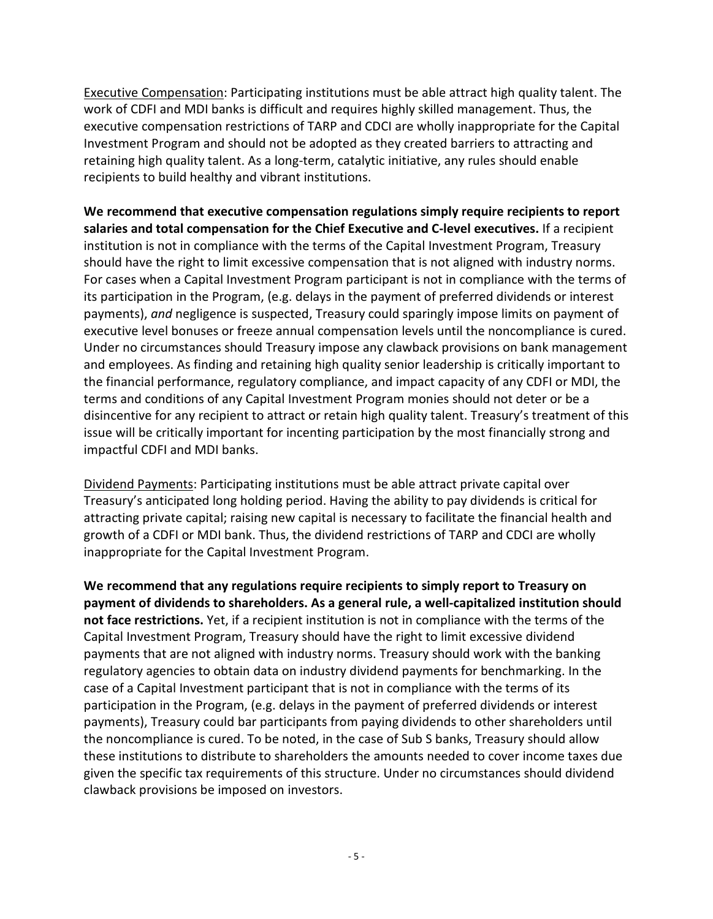Executive Compensation: Participating institutions must be able attract high quality talent. The work of CDFI and MDI banks is difficult and requires highly skilled management. Thus, the executive compensation restrictions of TARP and CDCI are wholly inappropriate for the Capital Investment Program and should not be adopted as they created barriers to attracting and retaining high quality talent. As a long-term, catalytic initiative, any rules should enable recipients to build healthy and vibrant institutions.

**We recommend that executive compensation regulations simply require recipients to report salaries and total compensation for the Chief Executive and C-level executives.** If a recipient institution is not in compliance with the terms of the Capital Investment Program, Treasury should have the right to limit excessive compensation that is not aligned with industry norms. For cases when a Capital Investment Program participant is not in compliance with the terms of its participation in the Program, (e.g. delays in the payment of preferred dividends or interest payments), *and* negligence is suspected, Treasury could sparingly impose limits on payment of executive level bonuses or freeze annual compensation levels until the noncompliance is cured. Under no circumstances should Treasury impose any clawback provisions on bank management and employees. As finding and retaining high quality senior leadership is critically important to the financial performance, regulatory compliance, and impact capacity of any CDFI or MDI, the terms and conditions of any Capital Investment Program monies should not deter or be a disincentive for any recipient to attract or retain high quality talent. Treasury's treatment of this issue will be critically important for incenting participation by the most financially strong and impactful CDFI and MDI banks.

Dividend Payments: Participating institutions must be able attract private capital over Treasury's anticipated long holding period. Having the ability to pay dividends is critical for attracting private capital; raising new capital is necessary to facilitate the financial health and growth of a CDFI or MDI bank. Thus, the dividend restrictions of TARP and CDCI are wholly inappropriate for the Capital Investment Program.

**We recommend that any regulations require recipients to simply report to Treasury on payment of dividends to shareholders. As a general rule, a well-capitalized institution should not face restrictions.** Yet, if a recipient institution is not in compliance with the terms of the Capital Investment Program, Treasury should have the right to limit excessive dividend payments that are not aligned with industry norms. Treasury should work with the banking regulatory agencies to obtain data on industry dividend payments for benchmarking. In the case of a Capital Investment participant that is not in compliance with the terms of its participation in the Program, (e.g. delays in the payment of preferred dividends or interest payments), Treasury could bar participants from paying dividends to other shareholders until the noncompliance is cured. To be noted, in the case of Sub S banks, Treasury should allow these institutions to distribute to shareholders the amounts needed to cover income taxes due given the specific tax requirements of this structure. Under no circumstances should dividend clawback provisions be imposed on investors.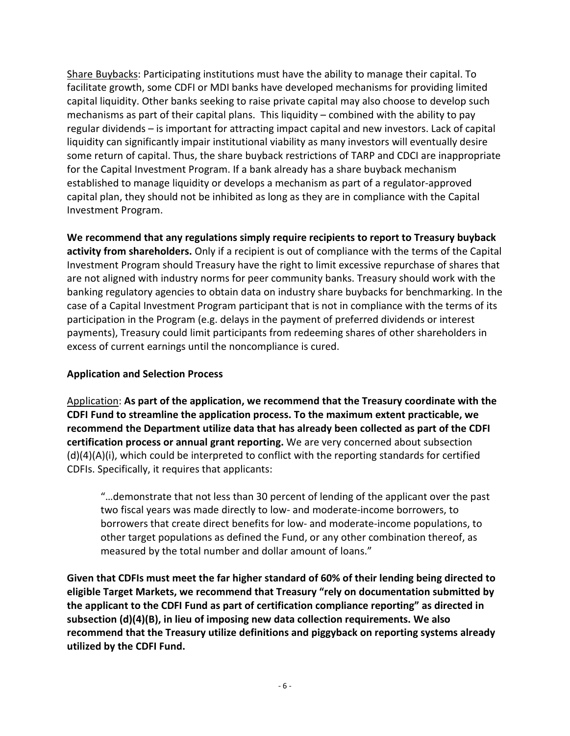<u>Share Buybacks</u>: Participating institutions must have the ability to manage their capital. To facilitate growth, some CDFI or MDI banks have developed mechanisms for providing limited capital liquidity. Other banks seeking to raise private capital may also choose to develop such mechanisms as part of their capital plans. This liquidity – combined with the ability to pay regular dividends – is important for attracting impact capital and new investors. Lack of capital liquidity can significantly impair institutional viability as many investors will eventually desire some return of capital. Thus, the share buyback restrictions of TARP and CDCI are inappropriate for the Capital Investment Program. If a bank already has a share buyback mechanism established to manage liquidity or develops a mechanism as part of a regulator-approved capital plan, they should not be inhibited as long as they are in compliance with the Capital Investment Program.

**We recommend that any regulations simply require recipients to report to Treasury buyback activity from shareholders.** Only if a recipient is out of compliance with the terms of the Capital Investment Program should Treasury have the right to limit excessive repurchase of shares that are not aligned with industry norms for peer community banks. Treasury should work with the banking regulatory agencies to obtain data on industry share buybacks for benchmarking. In the case of a Capital Investment Program participant that is not in compliance with the terms of its participation in the Program (e.g. delays in the payment of preferred dividends or interest payments), Treasury could limit participants from redeeming shares of other shareholders in excess of current earnings until the noncompliance is cured.

**Application and Selection Process**

<u>Application</u>: **As part of the application, we recommend that the Treasury coordinate with the CDFI Fund to streamline the application process. To the maximum extent practicable, we recommend the Department utilize data that has already been collected as part of the CDFI certification process or annual grant reporting.** We are very concerned about subsection (d)(4)(A)(i), which could be interpreted to conflict with the reporting standards for certified CDFIs. Specifically, it requires that applicants:

> "…demonstrate that not less than 30 percent of lending of the applicant over the past two fiscal years was made directly to low- and moderate-income borrowers, to borrowers that create direct benefits for low- and moderate-income populations, to other target populations as defined the Fund, or any other combination thereof, as measured by the total number and dollar amount of loans."

**Given that CDFIs must meet the far higher standard of 60% of their lending being directed to eligible Target Markets, we recommend that Treasury "rely on documentation submitted by the applicant to the CDFI Fund as part of certification compliance reporting" as directed in subsection (d)(4)(B), in lieu of imposing new data collection requirements. We also recommend that the Treasury utilize definitions and piggyback on reporting systems already utilized by the CDFI Fund.**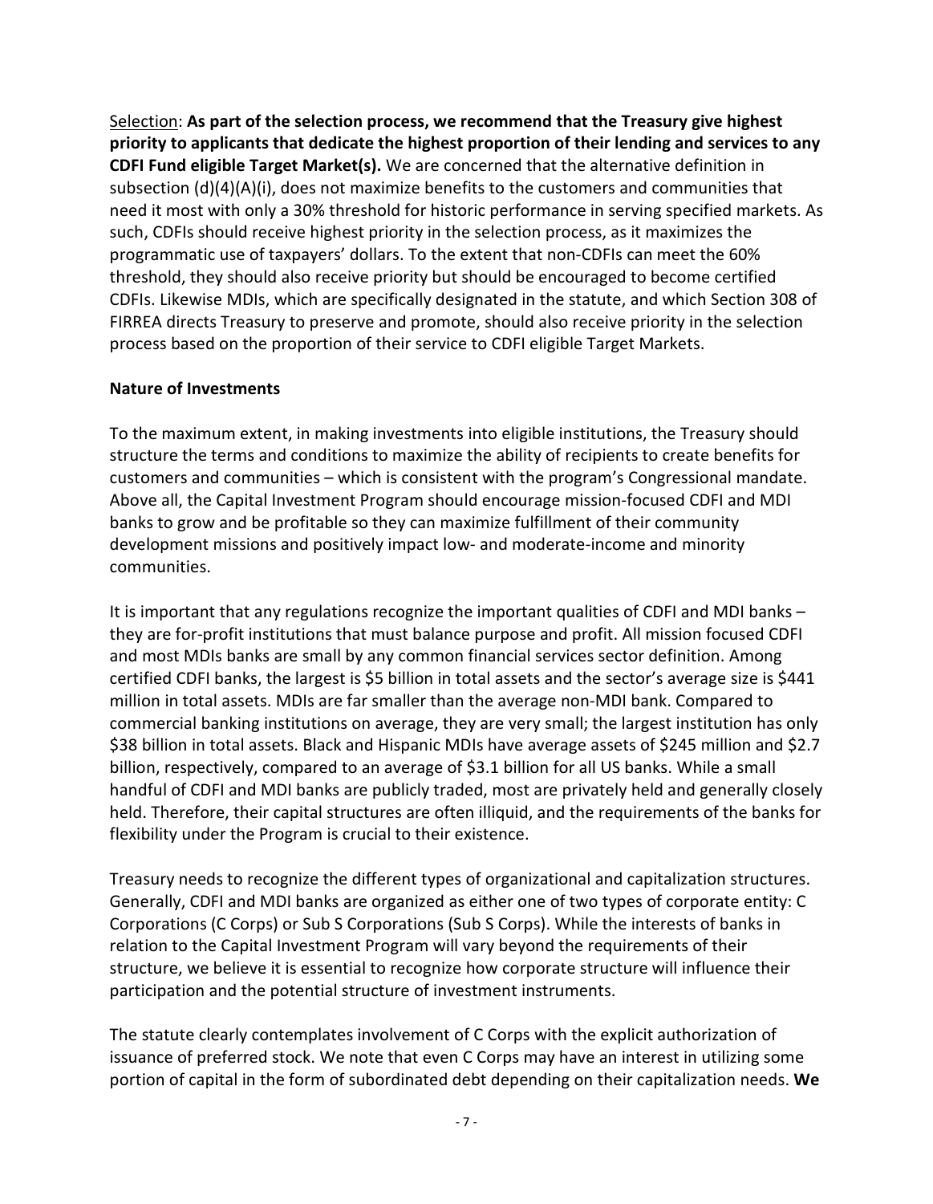<u>Selection</u>: **As part of the selection process, we recommend that the Treasury give highest priority to applicants that dedicate the highest proportion of their lending and services to any CDFI Fund eligible Target Market(s).** We are concerned that the alternative definition in subsection (d)(4)(A)(i), does not maximize benefits to the customers and communities that need it most with only a 30% threshold for historic performance in serving specified markets. As such, CDFIs should receive highest priority in the selection process, as it maximizes the programmatic use of taxpayers' dollars. To the extent that non-CDFIs can meet the 60% threshold, they should also receive priority but should be encouraged to become certified CDFIs. Likewise MDIs, which are specifically designated in the statute, and which Section 308 of FIRREA directs Treasury to preserve and promote, should also receive priority in the selection process based on the proportion of their service to CDFI eligible Target Markets.

**Nature of Investments**

To the maximum extent, in making investments into eligible institutions, the Treasury should structure the terms and conditions to maximize the ability of recipients to create benefits for customers and communities – which is consistent with the program's Congressional mandate. Above all, the Capital Investment Program should encourage mission-focused CDFI and MDI banks to grow and be profitable so they can maximize fulfillment of their community development missions and positively impact low- and moderate-income and minority communities.

It is important that any regulations recognize the important qualities of CDFI and MDI banks – they are for-profit institutions that must balance purpose and profit. All mission focused CDFI and most MDIs banks are small by any common financial services sector definition. Among certified CDFI banks, the largest is $5 billion in total assets and the sector's average size is $441 million in total assets. MDIs are far smaller than the average non-MDI bank. Compared to commercial banking institutions on average, they are very small; the largest institution has only $38 billion in total assets. Black and Hispanic MDIs have average assets of $245 million and $2.7 billion, respectively, compared to an average of $3.1 billion for all US banks. While a small handful of CDFI and MDI banks are publicly traded, most are privately held and generally closely held. Therefore, their capital structures are often illiquid, and the requirements of the banks for flexibility under the Program is crucial to their existence.

Treasury needs to recognize the different types of organizational and capitalization structures. Generally, CDFI and MDI banks are organized as either one of two types of corporate entity: C Corporations (C Corps) or Sub S Corporations (Sub S Corps). While the interests of banks in relation to the Capital Investment Program will vary beyond the requirements of their structure, we believe it is essential to recognize how corporate structure will influence their participation and the potential structure of investment instruments.

The statute clearly contemplates involvement of C Corps with the explicit authorization of issuance of preferred stock. We note that even C Corps may have an interest in utilizing some portion of capital in the form of subordinated debt depending on their capitalization needs. **We**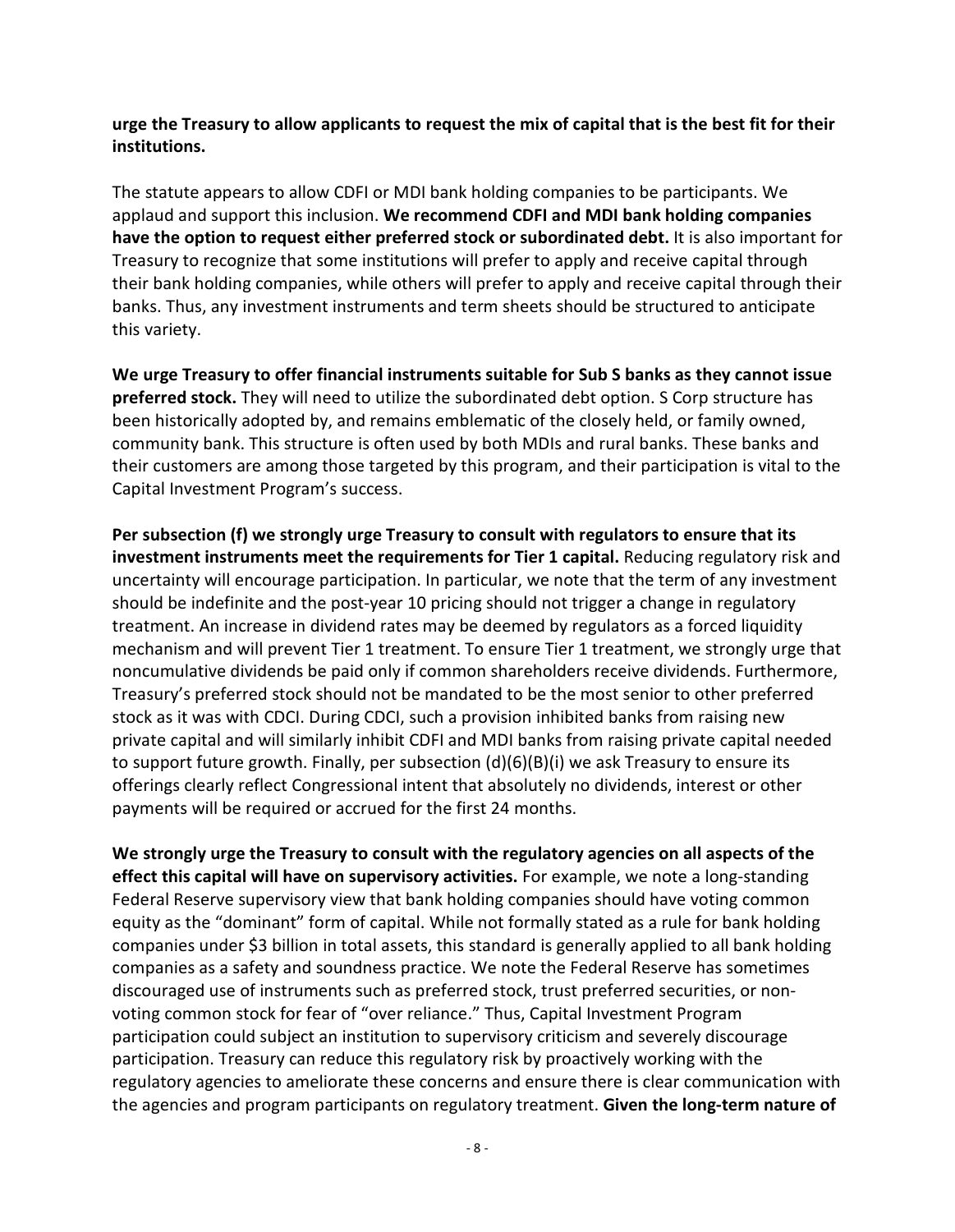**urge the Treasury to allow applicants to request the mix of capital that is the best fit for their institutions.**

The statute appears to allow CDFI or MDI bank holding companies to be participants. We applaud and support this inclusion. **We recommend CDFI and MDI bank holding companies have the option to request either preferred stock or subordinated debt.** It is also important for Treasury to recognize that some institutions will prefer to apply and receive capital through their bank holding companies, while others will prefer to apply and receive capital through their banks. Thus, any investment instruments and term sheets should be structured to anticipate this variety.

**We urge Treasury to offer financial instruments suitable for Sub S banks as they cannot issue preferred stock.** They will need to utilize the subordinated debt option. S Corp structure has been historically adopted by, and remains emblematic of the closely held, or family owned, community bank. This structure is often used by both MDIs and rural banks. These banks and their customers are among those targeted by this program, and their participation is vital to the Capital Investment Program's success.

**Per subsection (f) we strongly urge Treasury to consult with regulators to ensure that its investment instruments meet the requirements for Tier 1 capital.** Reducing regulatory risk and uncertainty will encourage participation. In particular, we note that the term of any investment should be indefinite and the post-year 10 pricing should not trigger a change in regulatory treatment. An increase in dividend rates may be deemed by regulators as a forced liquidity mechanism and will prevent Tier 1 treatment. To ensure Tier 1 treatment, we strongly urge that noncumulative dividends be paid only if common shareholders receive dividends. Furthermore, Treasury's preferred stock should not be mandated to be the most senior to other preferred stock as it was with CDCI. During CDCI, such a provision inhibited banks from raising new private capital and will similarly inhibit CDFI and MDI banks from raising private capital needed to support future growth. Finally, per subsection (d)(6)(B)(i) we ask Treasury to ensure its offerings clearly reflect Congressional intent that absolutely no dividends, interest or other payments will be required or accrued for the first 24 months.

**We strongly urge the Treasury to consult with the regulatory agencies on all aspects of the effect this capital will have on supervisory activities.** For example, we note a long-standing Federal Reserve supervisory view that bank holding companies should have voting common equity as the "dominant" form of capital. While not formally stated as a rule for bank holding companies under $3 billion in total assets, this standard is generally applied to all bank holding companies as a safety and soundness practice. We note the Federal Reserve has sometimes discouraged use of instruments such as preferred stock, trust preferred securities, or non-voting common stock for fear of "over reliance." Thus, Capital Investment Program participation could subject an institution to supervisory criticism and severely discourage participation. Treasury can reduce this regulatory risk by proactively working with the regulatory agencies to ameliorate these concerns and ensure there is clear communication with the agencies and program participants on regulatory treatment. **Given the long-term nature of**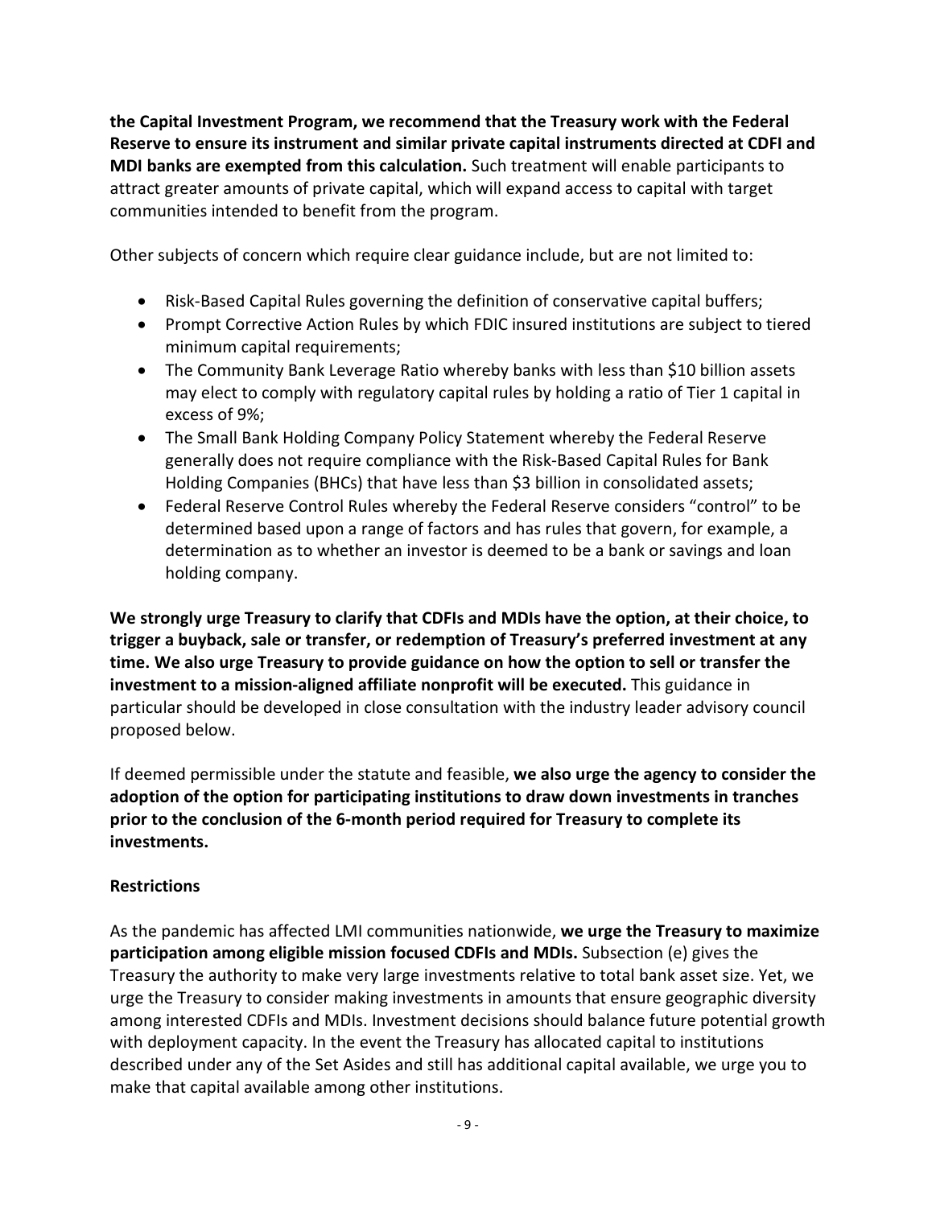**the Capital Investment Program, we recommend that the Treasury work with the Federal Reserve to ensure its instrument and similar private capital instruments directed at CDFI and MDI banks are exempted from this calculation.** Such treatment will enable participants to attract greater amounts of private capital, which will expand access to capital with target communities intended to benefit from the program.

Other subjects of concern which require clear guidance include, but are not limited to:

- Risk-Based Capital Rules governing the definition of conservative capital buffers;
- Prompt Corrective Action Rules by which FDIC insured institutions are subject to tiered minimum capital requirements;
- The Community Bank Leverage Ratio whereby banks with less than $10 billion assets may elect to comply with regulatory capital rules by holding a ratio of Tier 1 capital in excess of 9%;
- The Small Bank Holding Company Policy Statement whereby the Federal Reserve generally does not require compliance with the Risk-Based Capital Rules for Bank Holding Companies (BHCs) that have less than $3 billion in consolidated assets;
- Federal Reserve Control Rules whereby the Federal Reserve considers "control" to be determined based upon a range of factors and has rules that govern, for example, a determination as to whether an investor is deemed to be a bank or savings and loan holding company.

**We strongly urge Treasury to clarify that CDFIs and MDIs have the option, at their choice, to trigger a buyback, sale or transfer, or redemption of Treasury's preferred investment at any time. We also urge Treasury to provide guidance on how the option to sell or transfer the investment to a mission-aligned affiliate nonprofit will be executed.** This guidance in particular should be developed in close consultation with the industry leader advisory council proposed below.

If deemed permissible under the statute and feasible, **we also urge the agency to consider the adoption of the option for participating institutions to draw down investments in tranches prior to the conclusion of the 6-month period required for Treasury to complete its investments.**

### Restrictions

As the pandemic has affected LMI communities nationwide, **we urge the Treasury to maximize participation among eligible mission focused CDFIs and MDIs.** Subsection (e) gives the Treasury the authority to make very large investments relative to total bank asset size. Yet, we urge the Treasury to consider making investments in amounts that ensure geographic diversity among interested CDFIs and MDIs. Investment decisions should balance future potential growth with deployment capacity. In the event the Treasury has allocated capital to institutions described under any of the Set Asides and still has additional capital available, we urge you to make that capital available among other institutions.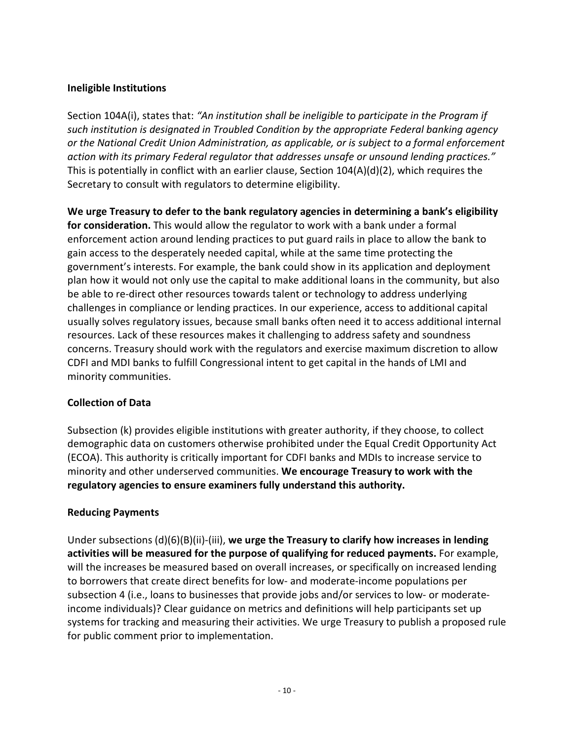**Ineligible Institutions**

Section 104A(i), states that: *"An institution shall be ineligible to participate in the Program if such institution is designated in Troubled Condition by the appropriate Federal banking agency or the National Credit Union Administration, as applicable, or is subject to a formal enforcement action with its primary Federal regulator that addresses unsafe or unsound lending practices."* This is potentially in conflict with an earlier clause, Section 104(A)(d)(2), which requires the Secretary to consult with regulators to determine eligibility.

**We urge Treasury to defer to the bank regulatory agencies in determining a bank's eligibility for consideration.** This would allow the regulator to work with a bank under a formal enforcement action around lending practices to put guard rails in place to allow the bank to gain access to the desperately needed capital, while at the same time protecting the government's interests. For example, the bank could show in its application and deployment plan how it would not only use the capital to make additional loans in the community, but also be able to re-direct other resources towards talent or technology to address underlying challenges in compliance or lending practices. In our experience, access to additional capital usually solves regulatory issues, because small banks often need it to access additional internal resources. Lack of these resources makes it challenging to address safety and soundness concerns. Treasury should work with the regulators and exercise maximum discretion to allow CDFI and MDI banks to fulfill Congressional intent to get capital in the hands of LMI and minority communities.

**Collection of Data**

Subsection (k) provides eligible institutions with greater authority, if they choose, to collect demographic data on customers otherwise prohibited under the Equal Credit Opportunity Act (ECOA). This authority is critically important for CDFI banks and MDIs to increase service to minority and other underserved communities. **We encourage Treasury to work with the regulatory agencies to ensure examiners fully understand this authority.**

**Reducing Payments**

Under subsections (d)(6)(B)(ii)-(iii), **we urge the Treasury to clarify how increases in lending activities will be measured for the purpose of qualifying for reduced payments.** For example, will the increases be measured based on overall increases, or specifically on increased lending to borrowers that create direct benefits for low- and moderate-income populations per subsection 4 (i.e., loans to businesses that provide jobs and/or services to low- or moderate-income individuals)? Clear guidance on metrics and definitions will help participants set up systems for tracking and measuring their activities. We urge Treasury to publish a proposed rule for public comment prior to implementation.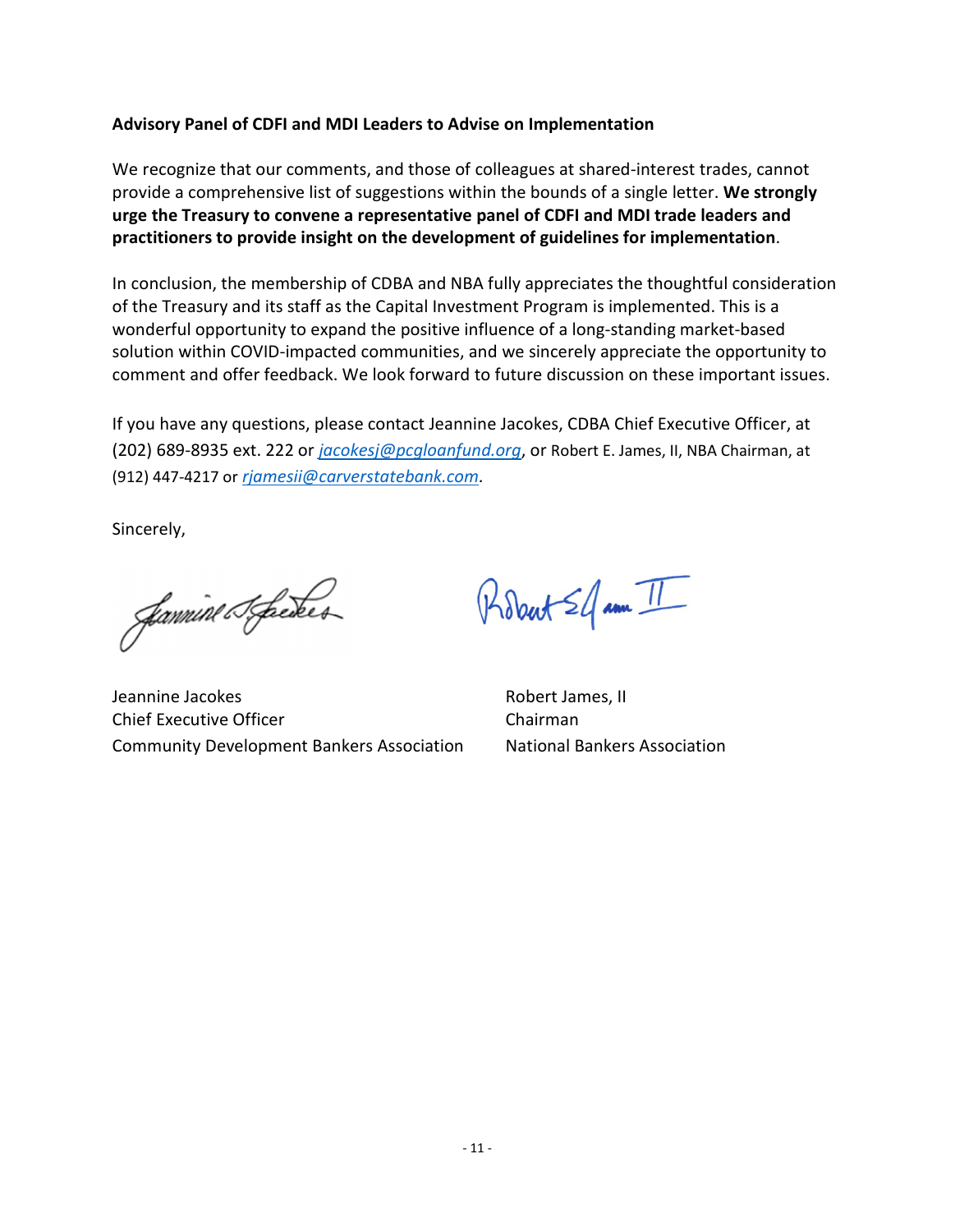**Advisory Panel of CDFI and MDI Leaders to Advise on Implementation**

We recognize that our comments, and those of colleagues at shared-interest trades, cannot provide a comprehensive list of suggestions within the bounds of a single letter. **We strongly urge the Treasury to convene a representative panel of CDFI and MDI trade leaders and practitioners to provide insight on the development of guidelines for implementation**.

In conclusion, the membership of CDBA and NBA fully appreciates the thoughtful consideration of the Treasury and its staff as the Capital Investment Program is implemented. This is a wonderful opportunity to expand the positive influence of a long-standing market-based solution within COVID-impacted communities, and we sincerely appreciate the opportunity to comment and offer feedback. We look forward to future discussion on these important issues.

If you have any questions, please contact Jeannine Jacokes, CDBA Chief Executive Officer, at (202) 689-8935 ext. 222 or *jacokesj@pcgloanfund.org*, or Robert E. James, II, NBA Chairman, at (912) 447-4217 or *rjamesii@carverstatebank.com*.

Sincerely,

Jeannine Jacokes
Chief Executive Officer
Community Development Bankers Association

Robert James, II
Chairman
National Bankers Association